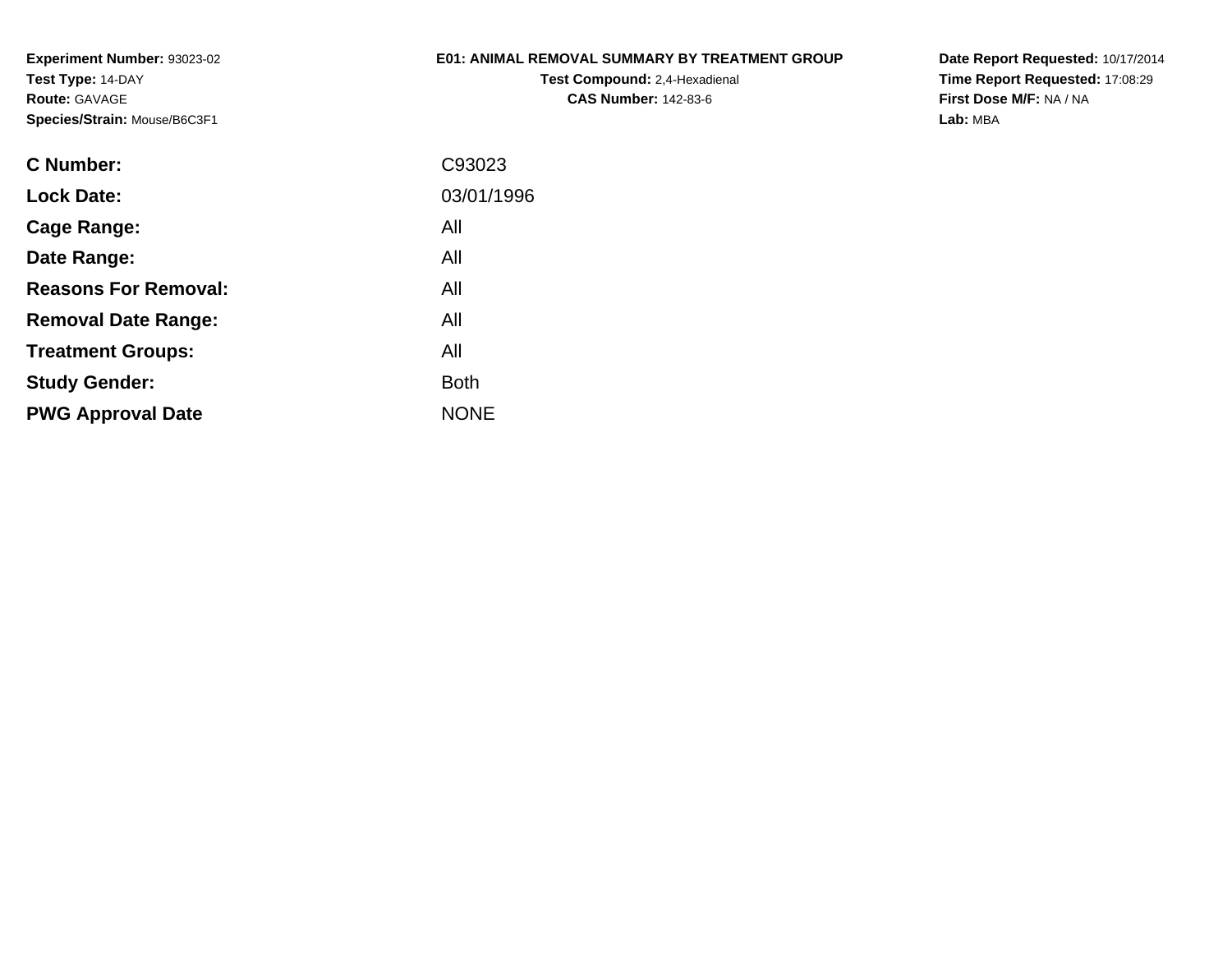**Experiment Number:** 93023-02
**Test Type:** 14-DAY
**Route:** GAVAGE
**Species/Strain:** Mouse/B6C3F1

**E01: ANIMAL REMOVAL SUMMARY BY TREATMENT GROUP**
**Test Compound:** 2,4-Hexadienal
**CAS Number:** 142-83-6

**Date Report Requested:** 10/17/2014
**Time Report Requested:** 17:08:29
**First Dose M/F:** NA / NA
**Lab:** MBA

| | |
|---|---|
| **C Number:** | C93023 |
| **Lock Date:** | 03/01/1996 |
| **Cage Range:** | All |
| **Date Range:** | All |
| **Reasons For Removal:** | All |
| **Removal Date Range:** | All |
| **Treatment Groups:** | All |
| **Study Gender:** | Both |
| **PWG Approval Date** | NONE |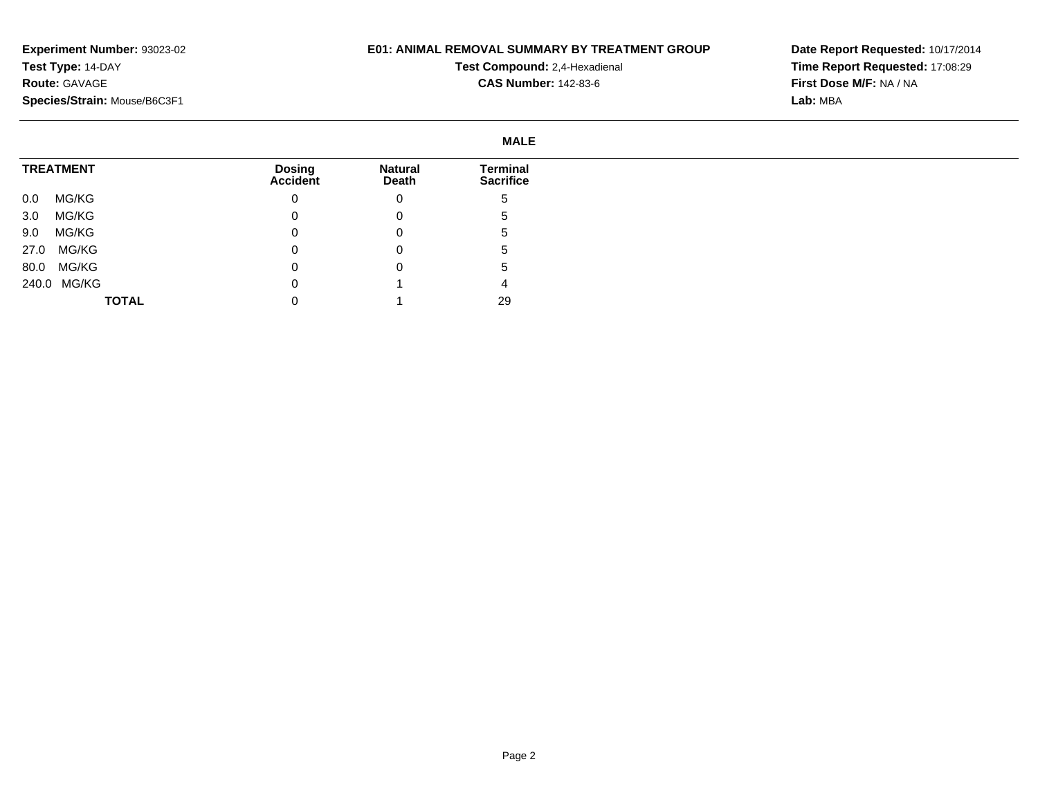**Experiment Number:** 93023-02
**Test Type:** 14-DAY
**Route:** GAVAGE
**Species/Strain:** Mouse/B6C3F1

# E01: ANIMAL REMOVAL SUMMARY BY TREATMENT GROUP

**Test Compound:** 2,4-Hexadienal
**CAS Number:** 142-83-6

**Date Report Requested:** 10/17/2014
**Time Report Requested:** 17:08:29
**First Dose M/F:** NA / NA
**Lab:** MBA

## MALE

| TREATMENT | Dosing Accident | Natural Death | Terminal Sacrifice |
|---|---|---|---|
| 0.0 MG/KG | 0 | 0 | 5 |
| 3.0 MG/KG | 0 | 0 | 5 |
| 9.0 MG/KG | 0 | 0 | 5 |
| 27.0 MG/KG | 0 | 0 | 5 |
| 80.0 MG/KG | 0 | 0 | 5 |
| 240.0 MG/KG | 0 | 1 | 4 |
| **TOTAL** | 0 | 1 | 29 |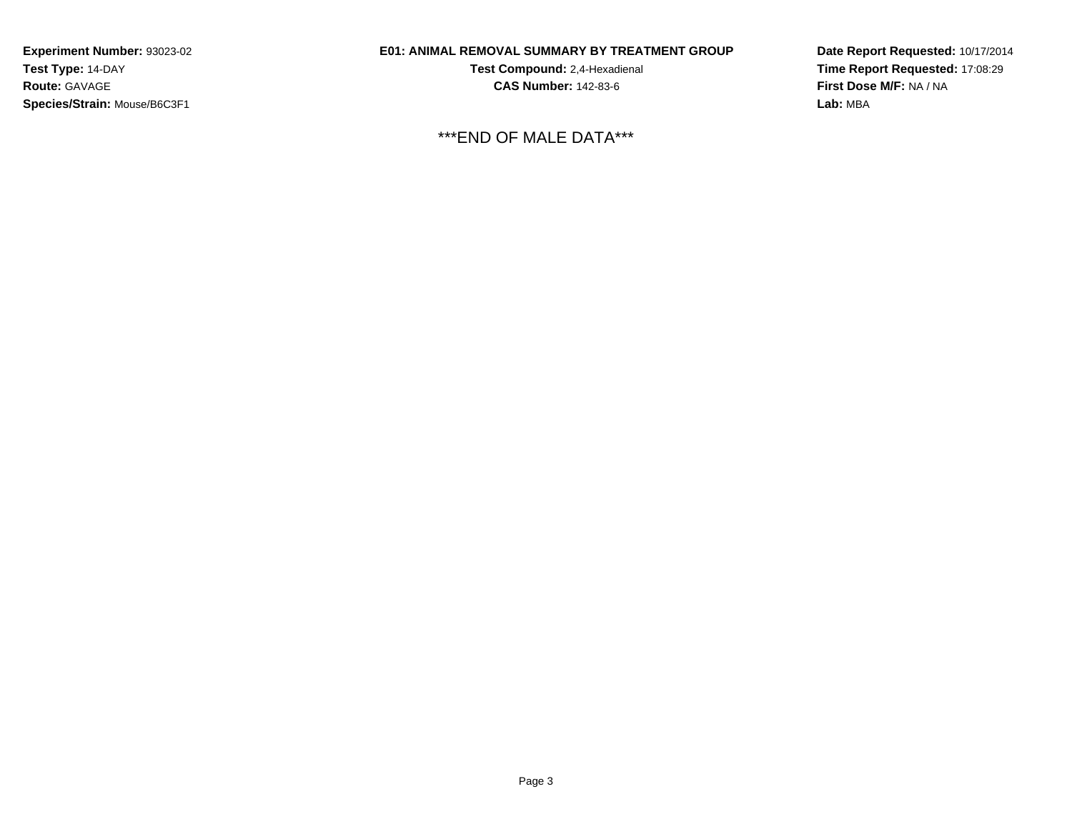**Experiment Number:** 93023-02
**Test Type:** 14-DAY
**Route:** GAVAGE
**Species/Strain:** Mouse/B6C3F1

**E01: ANIMAL REMOVAL SUMMARY BY TREATMENT GROUP**
**Test Compound:** 2,4-Hexadienal
**CAS Number:** 142-83-6

**Date Report Requested:** 10/17/2014
**Time Report Requested:** 17:08:29
**First Dose M/F:** NA / NA
**Lab:** MBA

***END OF MALE DATA***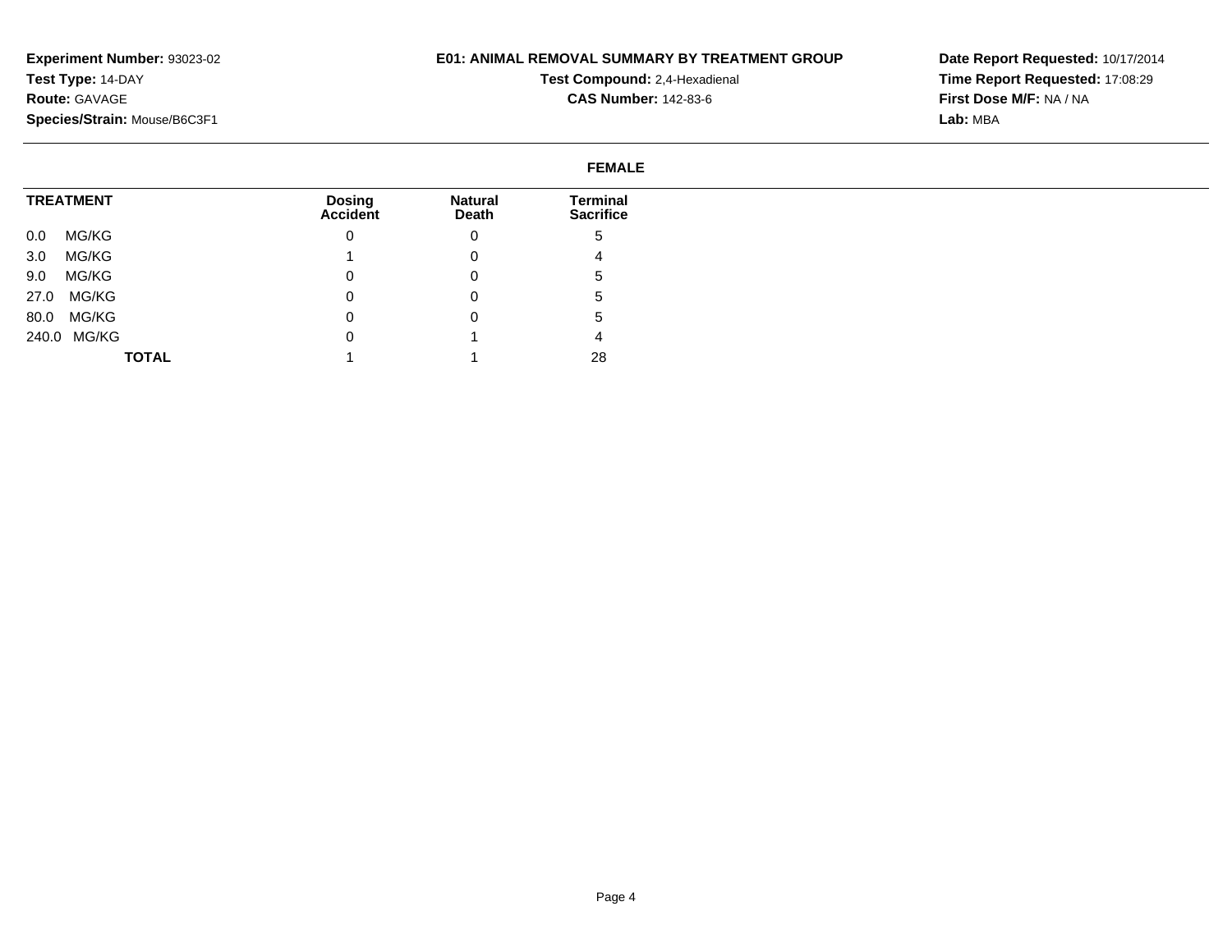**Experiment Number:** 93023-02
**Test Type:** 14-DAY
**Route:** GAVAGE
**Species/Strain:** Mouse/B6C3F1

**E01: ANIMAL REMOVAL SUMMARY BY TREATMENT GROUP**
**Test Compound:** 2,4-Hexadienal
**CAS Number:** 142-83-6

**Date Report Requested:** 10/17/2014
**Time Report Requested:** 17:08:29
**First Dose M/F:** NA / NA
**Lab:** MBA

## FEMALE

| TREATMENT | Dosing Accident | Natural Death | Terminal Sacrifice |
|---|---|---|---|
| 0.0 MG/KG | 0 | 0 | 5 |
| 3.0 MG/KG | 1 | 0 | 4 |
| 9.0 MG/KG | 0 | 0 | 5 |
| 27.0 MG/KG | 0 | 0 | 5 |
| 80.0 MG/KG | 0 | 0 | 5 |
| 240.0 MG/KG | 0 | 1 | 4 |
| **TOTAL** | 1 | 1 | 28 |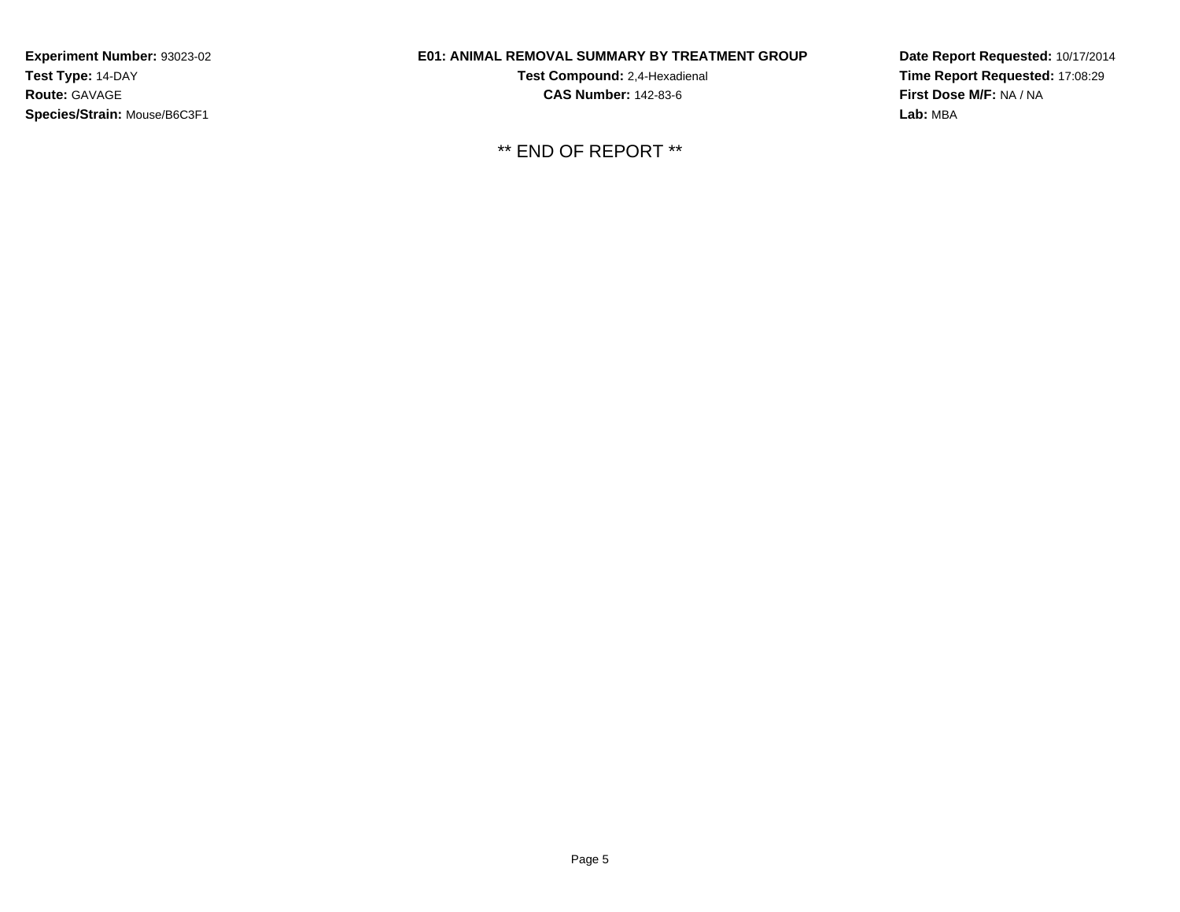**Experiment Number:** 93023-02
**Test Type:** 14-DAY
**Route:** GAVAGE
**Species/Strain:** Mouse/B6C3F1

**E01: ANIMAL REMOVAL SUMMARY BY TREATMENT GROUP**
**Test Compound:** 2,4-Hexadienal
**CAS Number:** 142-83-6

**Date Report Requested:** 10/17/2014
**Time Report Requested:** 17:08:29
**First Dose M/F:** NA / NA
**Lab:** MBA

** END OF REPORT **